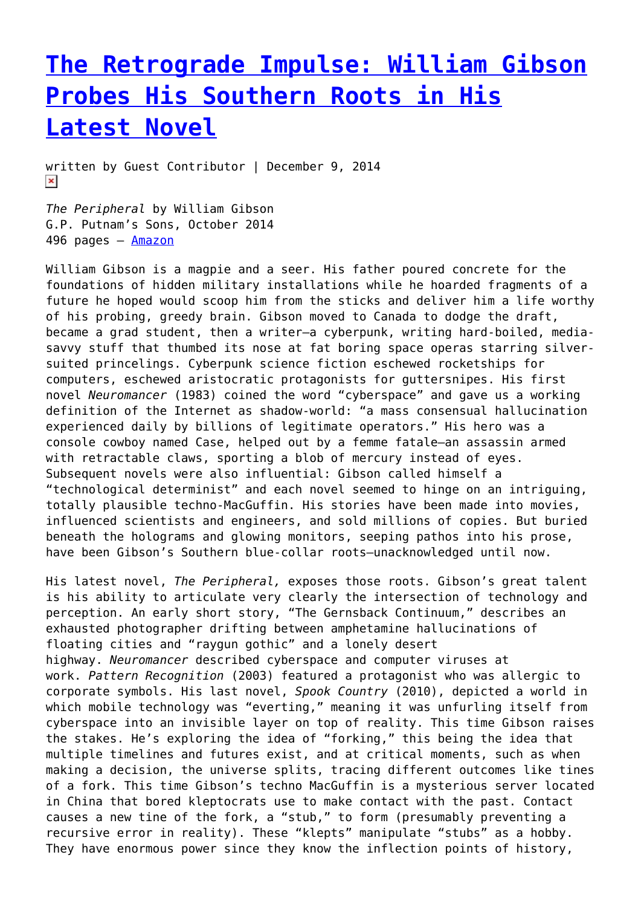# The Retrograde Impulse: William Gibson Probes His Southern Roots in His Latest Novel

written by Guest Contributor | December 9, 2014

*The Peripheral* by William Gibson
G.P. Putnam's Sons, October 2014
496 pages – Amazon

William Gibson is a magpie and a seer. His father poured concrete for the foundations of hidden military installations while he hoarded fragments of a future he hoped would scoop him from the sticks and deliver him a life worthy of his probing, greedy brain. Gibson moved to Canada to dodge the draft, became a grad student, then a writer—a cyberpunk, writing hard-boiled, media-savvy stuff that thumbed its nose at fat boring space operas starring silver-suited princelings. Cyberpunk science fiction eschewed rocketships for computers, eschewed aristocratic protagonists for guttersnipes. His first novel *Neuromancer* (1983) coined the word "cyberspace" and gave us a working definition of the Internet as shadow-world: "a mass consensual hallucination experienced daily by billions of legitimate operators." His hero was a console cowboy named Case, helped out by a femme fatale—an assassin armed with retractable claws, sporting a blob of mercury instead of eyes. Subsequent novels were also influential: Gibson called himself a "technological determinist" and each novel seemed to hinge on an intriguing, totally plausible techno-MacGuffin. His stories have been made into movies, influenced scientists and engineers, and sold millions of copies. But buried beneath the holograms and glowing monitors, seeping pathos into his prose, have been Gibson's Southern blue-collar roots—unacknowledged until now.

His latest novel, *The Peripheral,* exposes those roots. Gibson's great talent is his ability to articulate very clearly the intersection of technology and perception. An early short story, "The Gernsback Continuum," describes an exhausted photographer drifting between amphetamine hallucinations of floating cities and "raygun gothic" and a lonely desert highway. *Neuromancer* described cyberspace and computer viruses at work. *Pattern Recognition* (2003) featured a protagonist who was allergic to corporate symbols. His last novel, *Spook Country* (2010), depicted a world in which mobile technology was "everting," meaning it was unfurling itself from cyberspace into an invisible layer on top of reality. This time Gibson raises the stakes. He's exploring the idea of "forking," this being the idea that multiple timelines and futures exist, and at critical moments, such as when making a decision, the universe splits, tracing different outcomes like tines of a fork. This time Gibson's techno MacGuffin is a mysterious server located in China that bored kleptocrats use to make contact with the past. Contact causes a new tine of the fork, a "stub," to form (presumably preventing a recursive error in reality). These "klepts" manipulate "stubs" as a hobby. They have enormous power since they know the inflection points of history,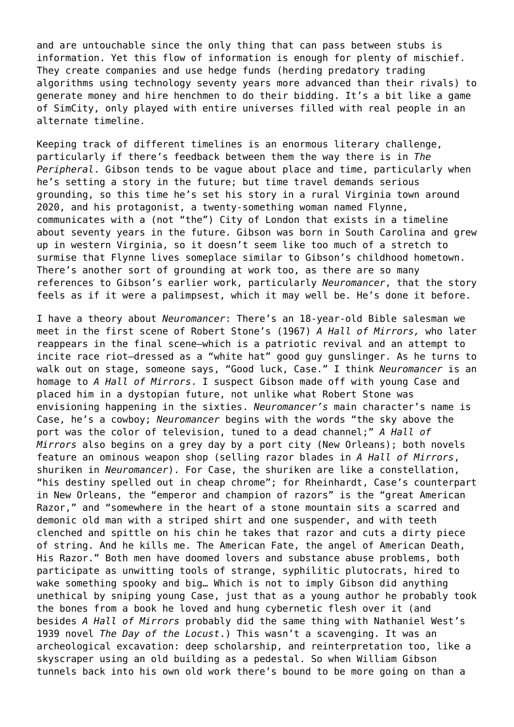and are untouchable since the only thing that can pass between stubs is information. Yet this flow of information is enough for plenty of mischief. They create companies and use hedge funds (herding predatory trading algorithms using technology seventy years more advanced than their rivals) to generate money and hire henchmen to do their bidding. It's a bit like a game of SimCity, only played with entire universes filled with real people in an alternate timeline.

Keeping track of different timelines is an enormous literary challenge, particularly if there's feedback between them the way there is in *The Peripheral*. Gibson tends to be vague about place and time, particularly when he's setting a story in the future; but time travel demands serious grounding, so this time he's set his story in a rural Virginia town around 2020, and his protagonist, a twenty-something woman named Flynne, communicates with a (not "the") City of London that exists in a timeline about seventy years in the future. Gibson was born in South Carolina and grew up in western Virginia, so it doesn't seem like too much of a stretch to surmise that Flynne lives someplace similar to Gibson's childhood hometown. There's another sort of grounding at work too, as there are so many references to Gibson's earlier work, particularly *Neuromancer*, that the story feels as if it were a palimpsest, which it may well be. He's done it before.

I have a theory about *Neuromancer*: There's an 18-year-old Bible salesman we meet in the first scene of Robert Stone's (1967) *A Hall of Mirrors,* who later reappears in the final scene—which is a patriotic revival and an attempt to incite race riot—dressed as a "white hat" good guy gunslinger. As he turns to walk out on stage, someone says, "Good luck, Case." I think *Neuromancer* is an homage to *A Hall of Mirrors*. I suspect Gibson made off with young Case and placed him in a dystopian future, not unlike what Robert Stone was envisioning happening in the sixties. *Neuromancer's* main character's name is Case, he's a cowboy; *Neuromancer* begins with the words "the sky above the port was the color of television, tuned to a dead channel;" *A Hall of Mirrors* also begins on a grey day by a port city (New Orleans); both novels feature an ominous weapon shop (selling razor blades in *A Hall of Mirrors*, shuriken in *Neuromancer*). For Case, the shuriken are like a constellation, "his destiny spelled out in cheap chrome"; for Rheinhardt, Case's counterpart in New Orleans, the "emperor and champion of razors" is the "great American Razor," and "somewhere in the heart of a stone mountain sits a scarred and demonic old man with a striped shirt and one suspender, and with teeth clenched and spittle on his chin he takes that razor and cuts a dirty piece of string. And he kills me. The American Fate, the angel of American Death, His Razor." Both men have doomed lovers and substance abuse problems, both participate as unwitting tools of strange, syphilitic plutocrats, hired to wake something spooky and big… Which is not to imply Gibson did anything unethical by sniping young Case, just that as a young author he probably took the bones from a book he loved and hung cybernetic flesh over it (and besides *A Hall of Mirrors* probably did the same thing with Nathaniel West's 1939 novel *The Day of the Locust*.) This wasn't a scavenging. It was an archeological excavation: deep scholarship, and reinterpretation too, like a skyscraper using an old building as a pedestal. So when William Gibson tunnels back into his own old work there's bound to be more going on than a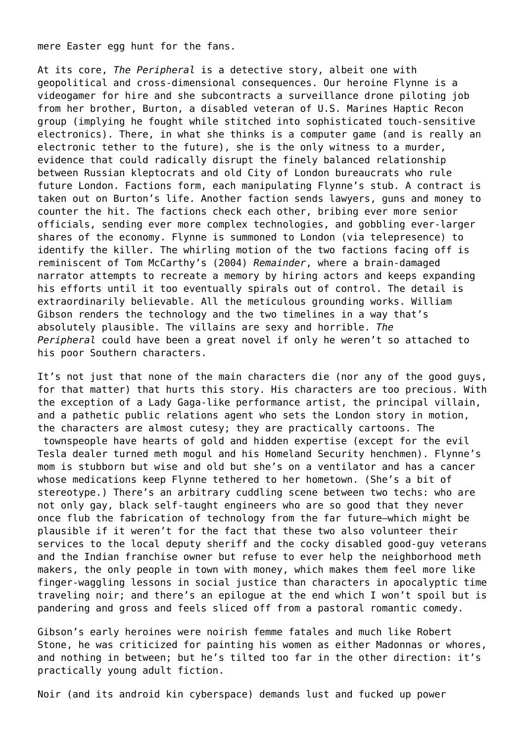mere Easter egg hunt for the fans.

At its core, *The Peripheral* is a detective story, albeit one with geopolitical and cross-dimensional consequences. Our heroine Flynne is a videogamer for hire and she subcontracts a surveillance drone piloting job from her brother, Burton, a disabled veteran of U.S. Marines Haptic Recon group (implying he fought while stitched into sophisticated touch-sensitive electronics). There, in what she thinks is a computer game (and is really an electronic tether to the future), she is the only witness to a murder, evidence that could radically disrupt the finely balanced relationship between Russian kleptocrats and old City of London bureaucrats who rule future London. Factions form, each manipulating Flynne's stub. A contract is taken out on Burton's life. Another faction sends lawyers, guns and money to counter the hit. The factions check each other, bribing ever more senior officials, sending ever more complex technologies, and gobbling ever-larger shares of the economy. Flynne is summoned to London (via telepresence) to identify the killer. The whirling motion of the two factions facing off is reminiscent of Tom McCarthy's (2004) *Remainder*, where a brain-damaged narrator attempts to recreate a memory by hiring actors and keeps expanding his efforts until it too eventually spirals out of control. The detail is extraordinarily believable. All the meticulous grounding works. William Gibson renders the technology and the two timelines in a way that's absolutely plausible. The villains are sexy and horrible. *The Peripheral* could have been a great novel if only he weren't so attached to his poor Southern characters.

It's not just that none of the main characters die (nor any of the good guys, for that matter) that hurts this story. His characters are too precious. With the exception of a Lady Gaga-like performance artist, the principal villain, and a pathetic public relations agent who sets the London story in motion, the characters are almost cutesy; they are practically cartoons. The townspeople have hearts of gold and hidden expertise (except for the evil Tesla dealer turned meth mogul and his Homeland Security henchmen). Flynne's mom is stubborn but wise and old but she's on a ventilator and has a cancer whose medications keep Flynne tethered to her hometown. (She's a bit of stereotype.) There's an arbitrary cuddling scene between two techs: who are not only gay, black self-taught engineers who are so good that they never once flub the fabrication of technology from the far future—which might be plausible if it weren't for the fact that these two also volunteer their services to the local deputy sheriff and the cocky disabled good-guy veterans and the Indian franchise owner but refuse to ever help the neighborhood meth makers, the only people in town with money, which makes them feel more like finger-waggling lessons in social justice than characters in apocalyptic time traveling noir; and there's an epilogue at the end which I won't spoil but is pandering and gross and feels sliced off from a pastoral romantic comedy.

Gibson's early heroines were noirish femme fatales and much like Robert Stone, he was criticized for painting his women as either Madonnas or whores, and nothing in between; but he's tilted too far in the other direction: it's practically young adult fiction.

Noir (and its android kin cyberspace) demands lust and fucked up power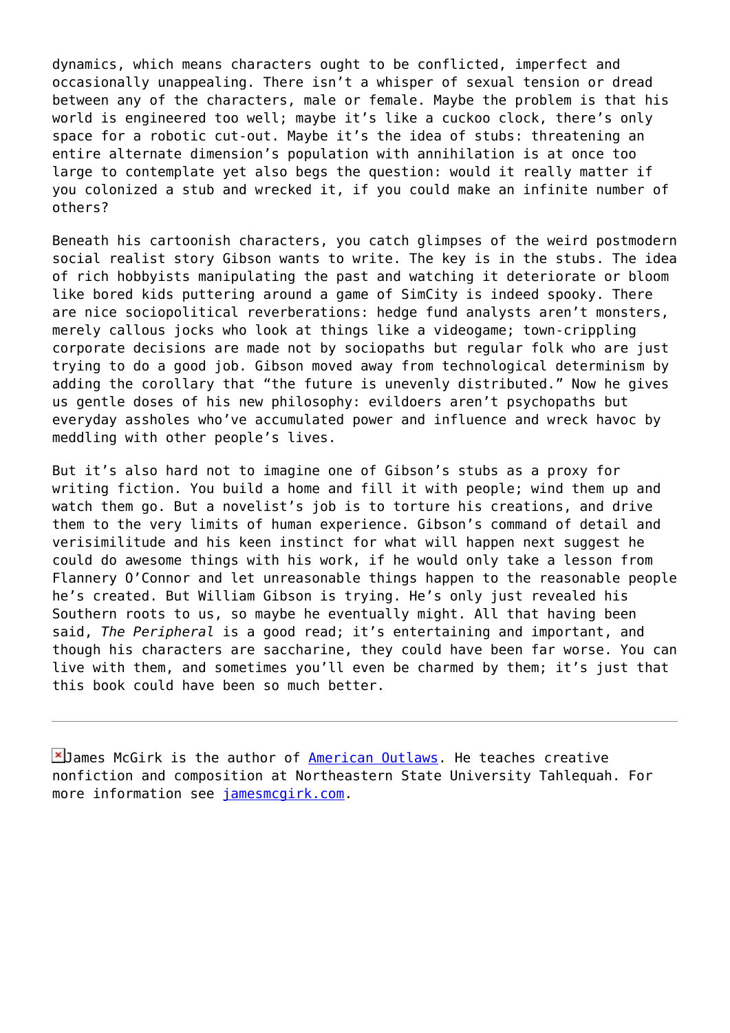dynamics, which means characters ought to be conflicted, imperfect and occasionally unappealing. There isn't a whisper of sexual tension or dread between any of the characters, male or female. Maybe the problem is that his world is engineered too well; maybe it's like a cuckoo clock, there's only space for a robotic cut-out. Maybe it's the idea of stubs: threatening an entire alternate dimension's population with annihilation is at once too large to contemplate yet also begs the question: would it really matter if you colonized a stub and wrecked it, if you could make an infinite number of others?

Beneath his cartoonish characters, you catch glimpses of the weird postmodern social realist story Gibson wants to write. The key is in the stubs. The idea of rich hobbyists manipulating the past and watching it deteriorate or bloom like bored kids puttering around a game of SimCity is indeed spooky. There are nice sociopolitical reverberations: hedge fund analysts aren't monsters, merely callous jocks who look at things like a videogame; town-crippling corporate decisions are made not by sociopaths but regular folk who are just trying to do a good job. Gibson moved away from technological determinism by adding the corollary that "the future is unevenly distributed." Now he gives us gentle doses of his new philosophy: evildoers aren't psychopaths but everyday assholes who've accumulated power and influence and wreck havoc by meddling with other people's lives.

But it's also hard not to imagine one of Gibson's stubs as a proxy for writing fiction. You build a home and fill it with people; wind them up and watch them go. But a novelist's job is to torture his creations, and drive them to the very limits of human experience. Gibson's command of detail and verisimilitude and his keen instinct for what will happen next suggest he could do awesome things with his work, if he would only take a lesson from Flannery O'Connor and let unreasonable things happen to the reasonable people he's created. But William Gibson is trying. He's only just revealed his Southern roots to us, so maybe he eventually might. All that having been said, *The Peripheral* is a good read; it's entertaining and important, and though his characters are saccharine, they could have been far worse. You can live with them, and sometimes you'll even be charmed by them; it's just that this book could have been so much better.

---

James McGirk is the author of [American Outlaws](). He teaches creative nonfiction and composition at Northeastern State University Tahlequah. For more information see [jamesmcgirk.com]().